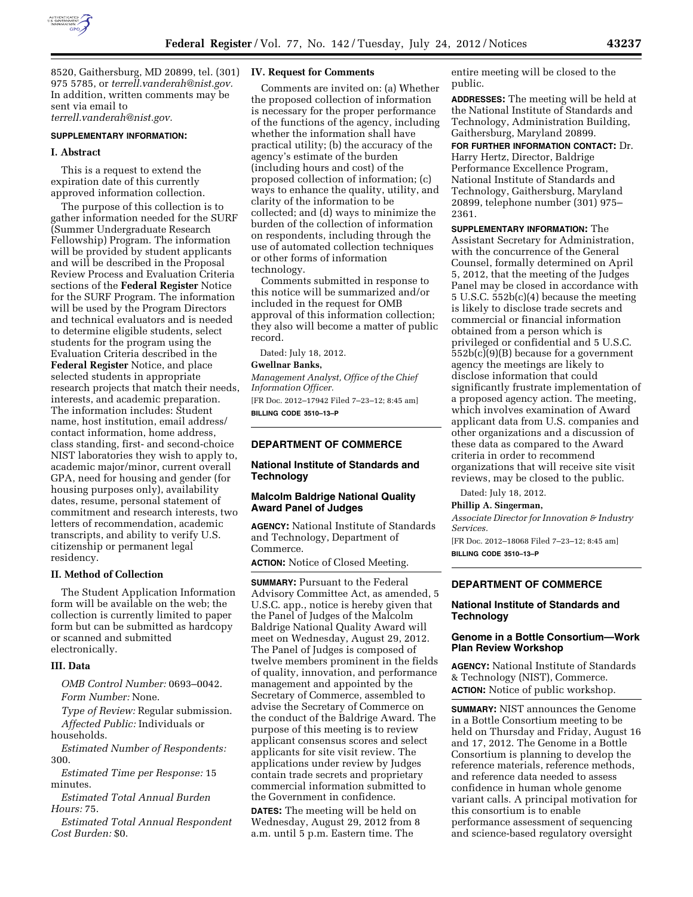8520, Gaithersburg, MD 20899, tel. (301) 975 5785, or *terrell.vanderah@nist.gov.* In addition, written comments may be sent via email to *terrell.vanderah@nist.gov.*

**SUPPLEMENTARY INFORMATION:**

## I. Abstract

This is a request to extend the expiration date of this currently approved information collection.

The purpose of this collection is to gather information needed for the SURF (Summer Undergraduate Research Fellowship) Program. The information will be provided by student applicants and will be described in the Proposal Review Process and Evaluation Criteria sections of the **Federal Register** Notice for the SURF Program. The information will be used by the Program Directors and technical evaluators and is needed to determine eligible students, select students for the program using the Evaluation Criteria described in the **Federal Register** Notice, and place selected students in appropriate research projects that match their needs, interests, and academic preparation. The information includes: Student name, host institution, email address/contact information, home address, class standing, first- and second-choice NIST laboratories they wish to apply to, academic major/minor, current overall GPA, need for housing and gender (for housing purposes only), availability dates, resume, personal statement of commitment and research interests, two letters of recommendation, academic transcripts, and ability to verify U.S. citizenship or permanent legal residency.

## II. Method of Collection

The Student Application Information form will be available on the web; the collection is currently limited to paper form but can be submitted as hardcopy or scanned and submitted electronically.

## III. Data

*OMB Control Number:* 0693–0042.

*Form Number:* None.

*Type of Review:* Regular submission.

*Affected Public:* Individuals or households.

*Estimated Number of Respondents:* 300.

*Estimated Time per Response:* 15 minutes.

*Estimated Total Annual Burden Hours:* 75.

*Estimated Total Annual Respondent Cost Burden:* $0.

## IV. Request for Comments

Comments are invited on: (a) Whether the proposed collection of information is necessary for the proper performance of the functions of the agency, including whether the information shall have practical utility; (b) the accuracy of the agency's estimate of the burden (including hours and cost) of the proposed collection of information; (c) ways to enhance the quality, utility, and clarity of the information to be collected; and (d) ways to minimize the burden of the collection of information on respondents, including through the use of automated collection techniques or other forms of information technology.

Comments submitted in response to this notice will be summarized and/or included in the request for OMB approval of this information collection; they also will become a matter of public record.

Dated: July 18, 2012.

**Gwellnar Banks,**

*Management Analyst, Office of the Chief Information Officer.*

[FR Doc. 2012–17942 Filed 7–23–12; 8:45 am]

**BILLING CODE 3510–13–P**

---

# DEPARTMENT OF COMMERCE

## National Institute of Standards and Technology

## Malcolm Baldrige National Quality Award Panel of Judges

**AGENCY:** National Institute of Standards and Technology, Department of Commerce.

**ACTION:** Notice of Closed Meeting.

**SUMMARY:** Pursuant to the Federal Advisory Committee Act, as amended, 5 U.S.C. app., notice is hereby given that the Panel of Judges of the Malcolm Baldrige National Quality Award will meet on Wednesday, August 29, 2012. The Panel of Judges is composed of twelve members prominent in the fields of quality, innovation, and performance management and appointed by the Secretary of Commerce, assembled to advise the Secretary of Commerce on the conduct of the Baldrige Award. The purpose of this meeting is to review applicant consensus scores and select applicants for site visit review. The applications under review by Judges contain trade secrets and proprietary commercial information submitted to the Government in confidence.

**DATES:** The meeting will be held on Wednesday, August 29, 2012 from 8 a.m. until 5 p.m. Eastern time. The entire meeting will be closed to the public.

**ADDRESSES:** The meeting will be held at the National Institute of Standards and Technology, Administration Building, Gaithersburg, Maryland 20899.

**FOR FURTHER INFORMATION CONTACT:** Dr. Harry Hertz, Director, Baldrige Performance Excellence Program, National Institute of Standards and Technology, Gaithersburg, Maryland 20899, telephone number (301) 975–2361.

**SUPPLEMENTARY INFORMATION:** The Assistant Secretary for Administration, with the concurrence of the General Counsel, formally determined on April 5, 2012, that the meeting of the Judges Panel may be closed in accordance with 5 U.S.C. 552b(c)(4) because the meeting is likely to disclose trade secrets and commercial or financial information obtained from a person which is privileged or confidential and 5 U.S.C. 552b(c)(9)(B) because for a government agency the meetings are likely to disclose information that could significantly frustrate implementation of a proposed agency action. The meeting, which involves examination of Award applicant data from U.S. companies and other organizations and a discussion of these data as compared to the Award criteria in order to recommend organizations that will receive site visit reviews, may be closed to the public.

Dated: July 18, 2012.

**Phillip A. Singerman,**

*Associate Director for Innovation & Industry Services.*

[FR Doc. 2012–18068 Filed 7–23–12; 8:45 am]

**BILLING CODE 3510–13–P**

---

# DEPARTMENT OF COMMERCE

## National Institute of Standards and Technology

## Genome in a Bottle Consortium—Work Plan Review Workshop

**AGENCY:** National Institute of Standards & Technology (NIST), Commerce.

**ACTION:** Notice of public workshop.

**SUMMARY:** NIST announces the Genome in a Bottle Consortium meeting to be held on Thursday and Friday, August 16 and 17, 2012. The Genome in a Bottle Consortium is planning to develop the reference materials, reference methods, and reference data needed to assess confidence in human whole genome variant calls. A principal motivation for this consortium is to enable performance assessment of sequencing and science-based regulatory oversight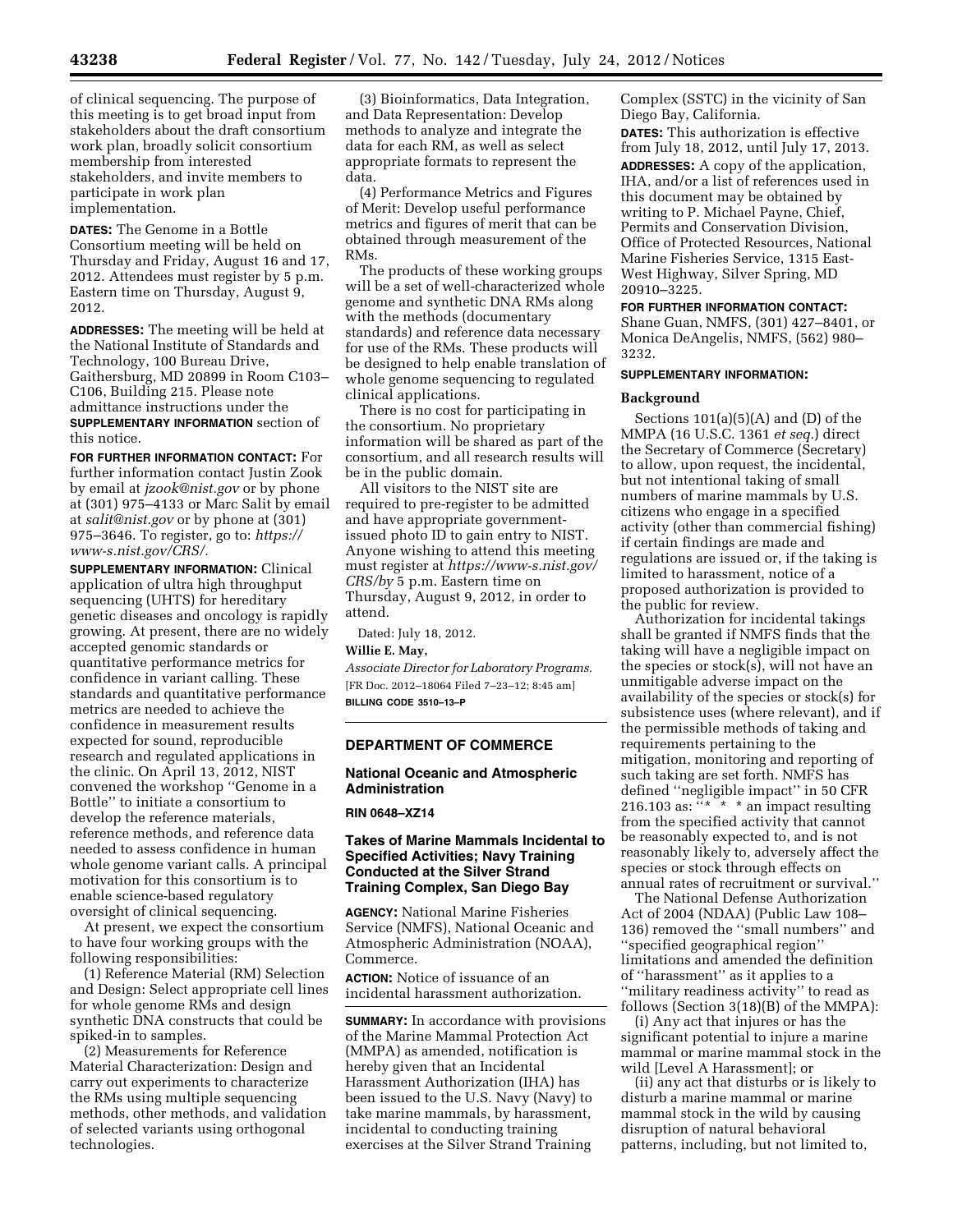of clinical sequencing. The purpose of this meeting is to get broad input from stakeholders about the draft consortium work plan, broadly solicit consortium membership from interested stakeholders, and invite members to participate in work plan implementation.

**DATES:** The Genome in a Bottle Consortium meeting will be held on Thursday and Friday, August 16 and 17, 2012. Attendees must register by 5 p.m. Eastern time on Thursday, August 9, 2012.

**ADDRESSES:** The meeting will be held at the National Institute of Standards and Technology, 100 Bureau Drive, Gaithersburg, MD 20899 in Room C103–C106, Building 215. Please note admittance instructions under the **SUPPLEMENTARY INFORMATION** section of this notice.

**FOR FURTHER INFORMATION CONTACT:** For further information contact Justin Zook by email at *jzook@nist.gov* or by phone at (301) 975–4133 or Marc Salit by email at *salit@nist.gov* or by phone at (301) 975–3646. To register, go to: *https://www-s.nist.gov/CRS/.*

**SUPPLEMENTARY INFORMATION:** Clinical application of ultra high throughput sequencing (UHTS) for hereditary genetic diseases and oncology is rapidly growing. At present, there are no widely accepted genomic standards or quantitative performance metrics for confidence in variant calling. These standards and quantitative performance metrics are needed to achieve the confidence in measurement results expected for sound, reproducible research and regulated applications in the clinic. On April 13, 2012, NIST convened the workshop ''Genome in a Bottle'' to initiate a consortium to develop the reference materials, reference methods, and reference data needed to assess confidence in human whole genome variant calls. A principal motivation for this consortium is to enable science-based regulatory oversight of clinical sequencing.

At present, we expect the consortium to have four working groups with the following responsibilities:

(1) Reference Material (RM) Selection and Design: Select appropriate cell lines for whole genome RMs and design synthetic DNA constructs that could be spiked-in to samples.

(2) Measurements for Reference Material Characterization: Design and carry out experiments to characterize the RMs using multiple sequencing methods, other methods, and validation of selected variants using orthogonal technologies.

(3) Bioinformatics, Data Integration, and Data Representation: Develop methods to analyze and integrate the data for each RM, as well as select appropriate formats to represent the data.

(4) Performance Metrics and Figures of Merit: Develop useful performance metrics and figures of merit that can be obtained through measurement of the RMs.

The products of these working groups will be a set of well-characterized whole genome and synthetic DNA RMs along with the methods (documentary standards) and reference data necessary for use of the RMs. These products will be designed to help enable translation of whole genome sequencing to regulated clinical applications.

There is no cost for participating in the consortium. No proprietary information will be shared as part of the consortium, and all research results will be in the public domain.

All visitors to the NIST site are required to pre-register to be admitted and have appropriate government-issued photo ID to gain entry to NIST. Anyone wishing to attend this meeting must register at *https://www-s.nist.gov/CRS/by* 5 p.m. Eastern time on Thursday, August 9, 2012, in order to attend.

Dated: July 18, 2012.

**Willie E. May,**

*Associate Director for Laboratory Programs.*

[FR Doc. 2012–18064 Filed 7–23–12; 8:45 am]

**BILLING CODE 3510–13–P**

## DEPARTMENT OF COMMERCE

### National Oceanic and Atmospheric Administration

**RIN 0648–XZ14**

### Takes of Marine Mammals Incidental to Specified Activities; Navy Training Conducted at the Silver Strand Training Complex, San Diego Bay

**AGENCY:** National Marine Fisheries Service (NMFS), National Oceanic and Atmospheric Administration (NOAA), Commerce.

**ACTION:** Notice of issuance of an incidental harassment authorization.

**SUMMARY:** In accordance with provisions of the Marine Mammal Protection Act (MMPA) as amended, notification is hereby given that an Incidental Harassment Authorization (IHA) has been issued to the U.S. Navy (Navy) to take marine mammals, by harassment, incidental to conducting training exercises at the Silver Strand Training Complex (SSTC) in the vicinity of San Diego Bay, California.

**DATES:** This authorization is effective from July 18, 2012, until July 17, 2013.

**ADDRESSES:** A copy of the application, IHA, and/or a list of references used in this document may be obtained by writing to P. Michael Payne, Chief, Permits and Conservation Division, Office of Protected Resources, National Marine Fisheries Service, 1315 East-West Highway, Silver Spring, MD 20910–3225.

**FOR FURTHER INFORMATION CONTACT:** Shane Guan, NMFS, (301) 427–8401, or Monica DeAngelis, NMFS, (562) 980–3232.

**SUPPLEMENTARY INFORMATION:**

#### Background

Sections 101(a)(5)(A) and (D) of the MMPA (16 U.S.C. 1361 *et seq.*) direct the Secretary of Commerce (Secretary) to allow, upon request, the incidental, but not intentional taking of small numbers of marine mammals by U.S. citizens who engage in a specified activity (other than commercial fishing) if certain findings are made and regulations are issued or, if the taking is limited to harassment, notice of a proposed authorization is provided to the public for review.

Authorization for incidental takings shall be granted if NMFS finds that the taking will have a negligible impact on the species or stock(s), will not have an unmitigable adverse impact on the availability of the species or stock(s) for subsistence uses (where relevant), and if the permissible methods of taking and requirements pertaining to the mitigation, monitoring and reporting of such taking are set forth. NMFS has defined ''negligible impact'' in 50 CFR 216.103 as: ''* * * an impact resulting from the specified activity that cannot be reasonably expected to, and is not reasonably likely to, adversely affect the species or stock through effects on annual rates of recruitment or survival.''

The National Defense Authorization Act of 2004 (NDAA) (Public Law 108–136) removed the ''small numbers'' and ''specified geographical region'' limitations and amended the definition of ''harassment'' as it applies to a ''military readiness activity'' to read as follows (Section 3(18)(B) of the MMPA):

(i) Any act that injures or has the significant potential to injure a marine mammal or marine mammal stock in the wild [Level A Harassment]; or

(ii) any act that disturbs or is likely to disturb a marine mammal or marine mammal stock in the wild by causing disruption of natural behavioral patterns, including, but not limited to,